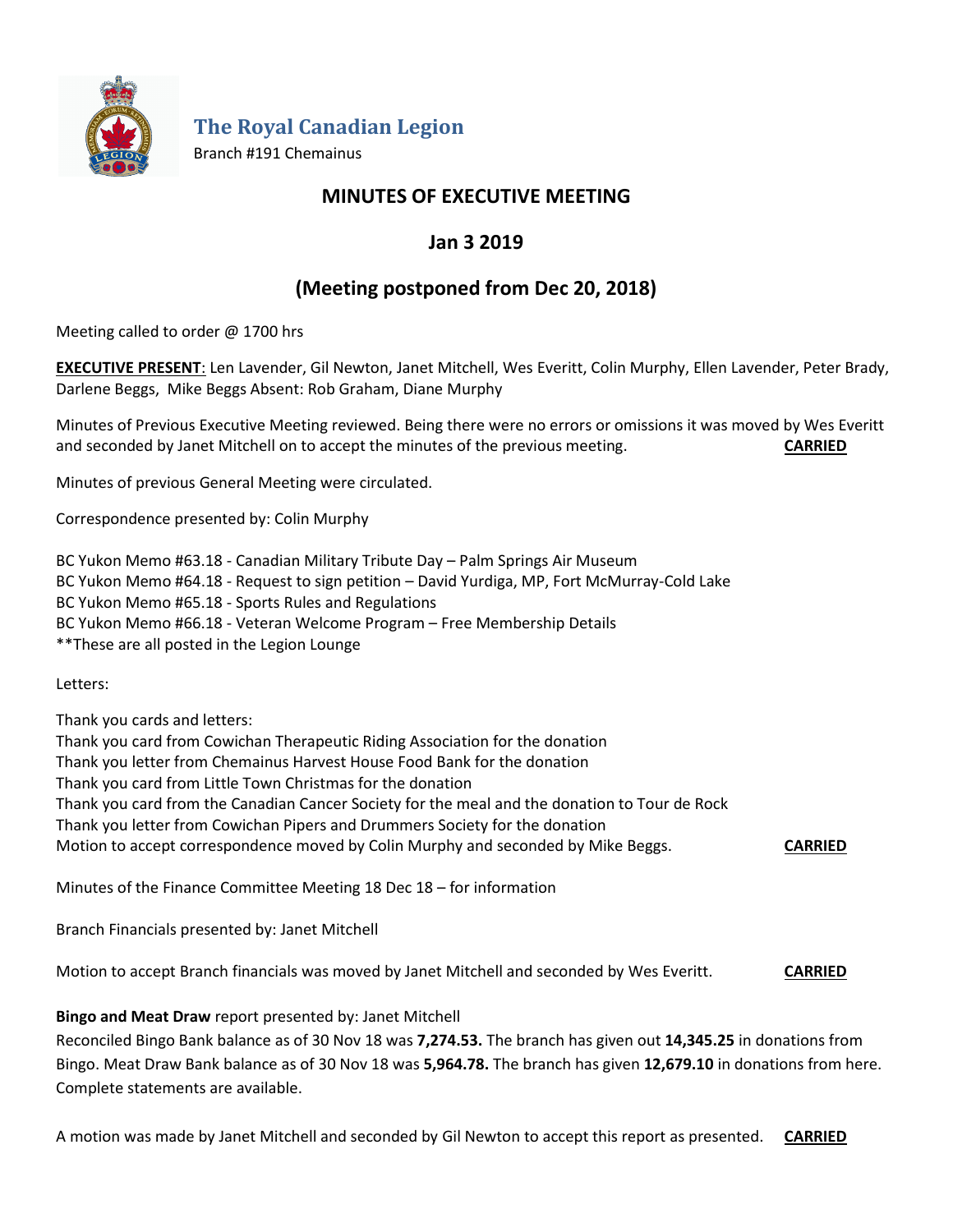# The Royal Canadian Legion

Branch #191 Chemainus

## MINUTES OF EXECUTIVE MEETING

## Jan 3 2019

## (Meeting postponed from Dec 20, 2018)

Meeting called to order @ 1700 hrs

**EXECUTIVE PRESENT**: Len Lavender, Gil Newton, Janet Mitchell, Wes Everitt, Colin Murphy, Ellen Lavender, Peter Brady, Darlene Beggs, Mike Beggs Absent: Rob Graham, Diane Murphy

Minutes of Previous Executive Meeting reviewed. Being there were no errors or omissions it was moved by Wes Everitt and seconded by Janet Mitchell on to accept the minutes of the previous meeting. **CARRIED**

Minutes of previous General Meeting were circulated.

Correspondence presented by: Colin Murphy

BC Yukon Memo #63.18 - Canadian Military Tribute Day – Palm Springs Air Museum
BC Yukon Memo #64.18 - Request to sign petition – David Yurdiga, MP, Fort McMurray-Cold Lake
BC Yukon Memo #65.18 - Sports Rules and Regulations
BC Yukon Memo #66.18 - Veteran Welcome Program – Free Membership Details
**These are all posted in the Legion Lounge

Letters:

Thank you cards and letters:
Thank you card from Cowichan Therapeutic Riding Association for the donation
Thank you letter from Chemainus Harvest House Food Bank for the donation
Thank you card from Little Town Christmas for the donation
Thank you card from the Canadian Cancer Society for the meal and the donation to Tour de Rock
Thank you letter from Cowichan Pipers and Drummers Society for the donation
Motion to accept correspondence moved by Colin Murphy and seconded by Mike Beggs. **CARRIED**

Minutes of the Finance Committee Meeting 18 Dec 18 – for information

Branch Financials presented by: Janet Mitchell

Motion to accept Branch financials was moved by Janet Mitchell and seconded by Wes Everitt. **CARRIED**

**Bingo and Meat Draw** report presented by: Janet Mitchell
Reconciled Bingo Bank balance as of 30 Nov 18 was **7,274.53.** The branch has given out **14,345.25** in donations from Bingo. Meat Draw Bank balance as of 30 Nov 18 was **5,964.78.** The branch has given **12,679.10** in donations from here. Complete statements are available.

A motion was made by Janet Mitchell and seconded by Gil Newton to accept this report as presented. **CARRIED**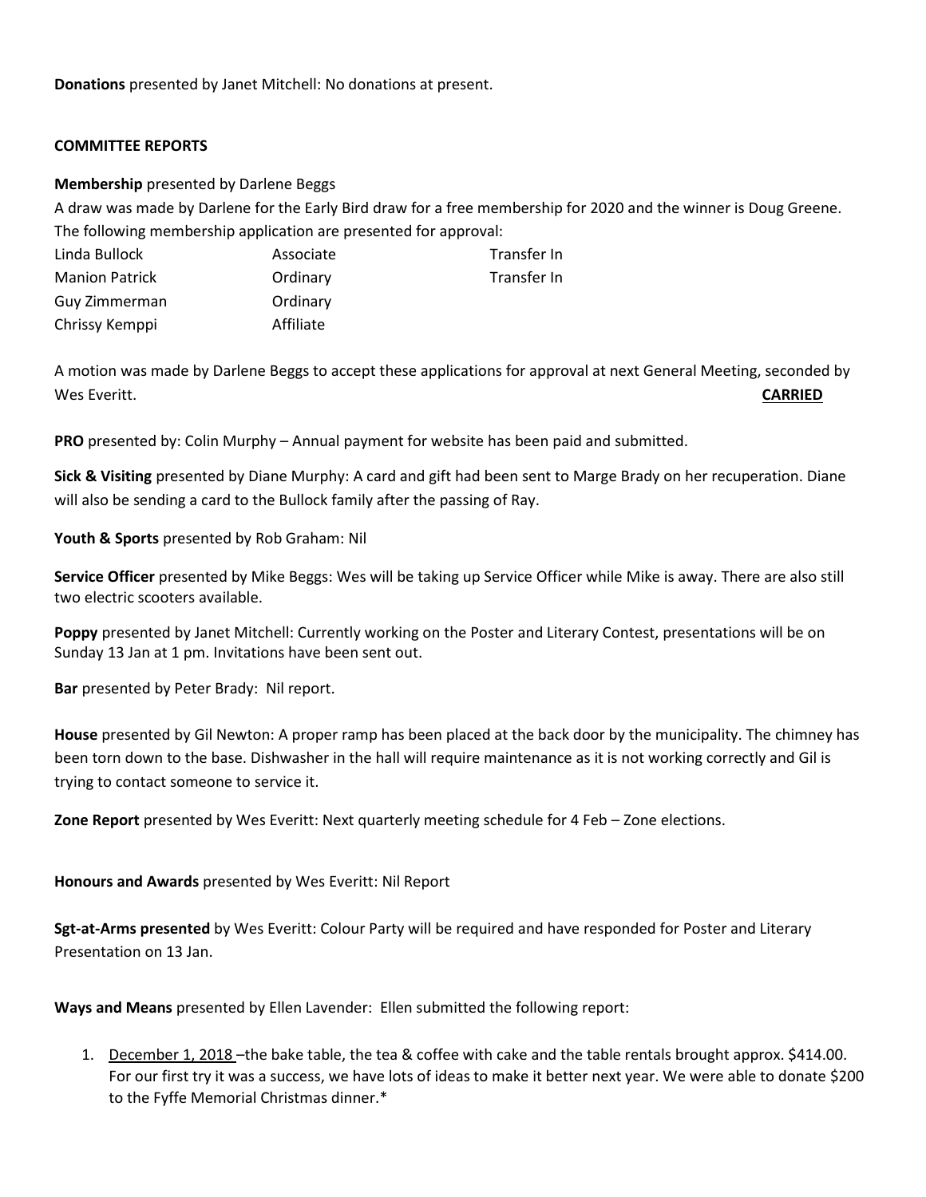**Donations** presented by Janet Mitchell: No donations at present.

**COMMITTEE REPORTS**

**Membership** presented by Darlene Beggs

A draw was made by Darlene for the Early Bird draw for a free membership for 2020 and the winner is Doug Greene.

The following membership application are presented for approval:

| | | |
|---|---|---|
| Linda Bullock | Associate | Transfer In |
| Manion Patrick | Ordinary | Transfer In |
| Guy Zimmerman | Ordinary | |
| Chrissy Kemppi | Affiliate | |

A motion was made by Darlene Beggs to accept these applications for approval at next General Meeting, seconded by Wes Everitt. **CARRIED**

**PRO** presented by: Colin Murphy – Annual payment for website has been paid and submitted.

**Sick & Visiting** presented by Diane Murphy: A card and gift had been sent to Marge Brady on her recuperation. Diane will also be sending a card to the Bullock family after the passing of Ray.

**Youth & Sports** presented by Rob Graham: Nil

**Service Officer** presented by Mike Beggs: Wes will be taking up Service Officer while Mike is away. There are also still two electric scooters available.

**Poppy** presented by Janet Mitchell: Currently working on the Poster and Literary Contest, presentations will be on Sunday 13 Jan at 1 pm. Invitations have been sent out.

**Bar** presented by Peter Brady: Nil report.

**House** presented by Gil Newton: A proper ramp has been placed at the back door by the municipality. The chimney has been torn down to the base. Dishwasher in the hall will require maintenance as it is not working correctly and Gil is trying to contact someone to service it.

**Zone Report** presented by Wes Everitt: Next quarterly meeting schedule for 4 Feb – Zone elections.

**Honours and Awards** presented by Wes Everitt: Nil Report

**Sgt-at-Arms presented** by Wes Everitt: Colour Party will be required and have responded for Poster and Literary Presentation on 13 Jan.

**Ways and Means** presented by Ellen Lavender: Ellen submitted the following report:

1. December 1, 2018 –the bake table, the tea & coffee with cake and the table rentals brought approx. $414.00. For our first try it was a success, we have lots of ideas to make it better next year. We were able to donate $200 to the Fyffe Memorial Christmas dinner.*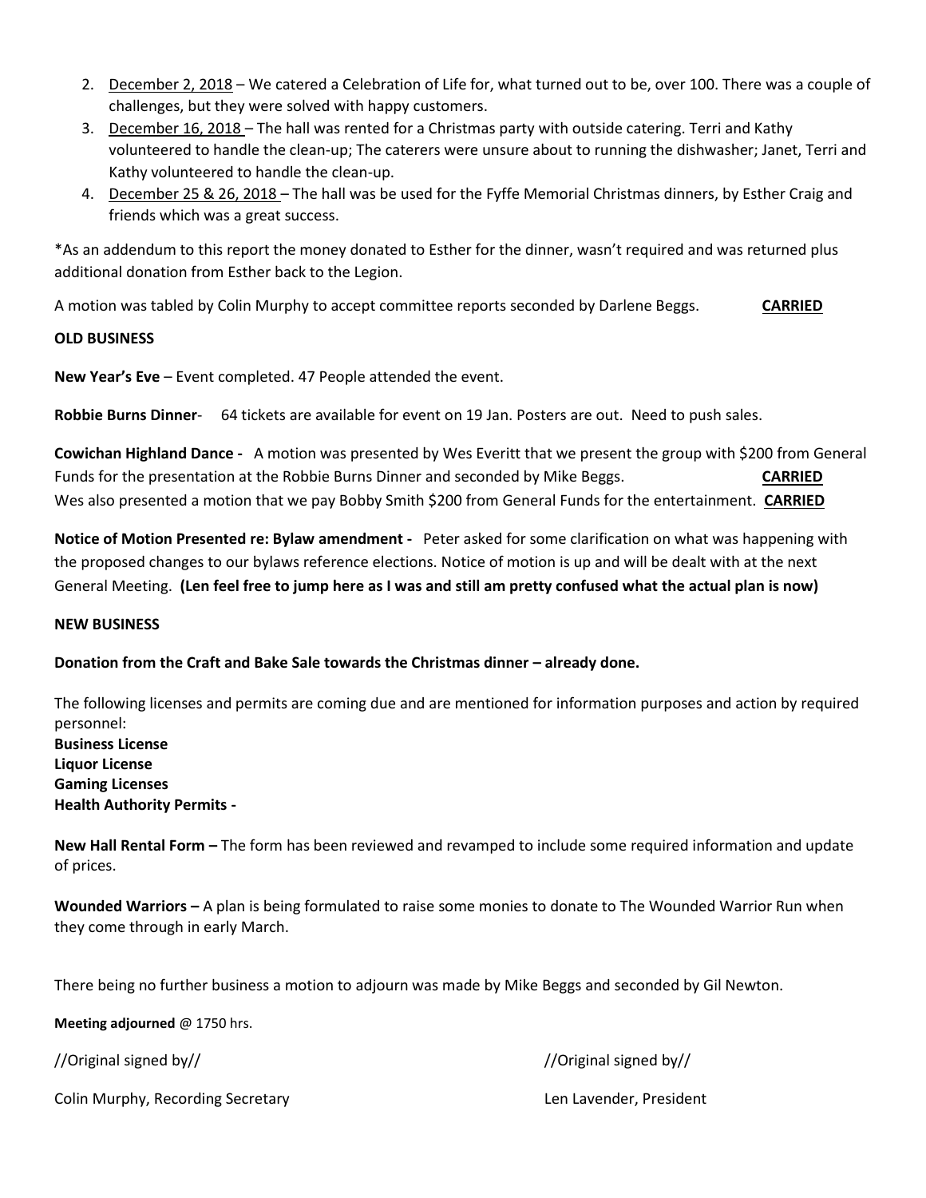2. <u>December 2, 2018</u> – We catered a Celebration of Life for, what turned out to be, over 100. There was a couple of challenges, but they were solved with happy customers.
3. <u>December 16, 2018</u> – The hall was rented for a Christmas party with outside catering. Terri and Kathy volunteered to handle the clean-up; The caterers were unsure about to running the dishwasher; Janet, Terri and Kathy volunteered to handle the clean-up.
4. <u>December 25 & 26, 2018</u> – The hall was be used for the Fyffe Memorial Christmas dinners, by Esther Craig and friends which was a great success.

*As an addendum to this report the money donated to Esther for the dinner, wasn't required and was returned plus additional donation from Esther back to the Legion.

A motion was tabled by Colin Murphy to accept committee reports seconded by Darlene Beggs. **<u>CARRIED</u>**

**OLD BUSINESS**

**New Year's Eve** – Event completed. 47 People attended the event.

**Robbie Burns Dinner**- 64 tickets are available for event on 19 Jan. Posters are out. Need to push sales.

**Cowichan Highland Dance -** A motion was presented by Wes Everitt that we present the group with $200 from General Funds for the presentation at the Robbie Burns Dinner and seconded by Mike Beggs. **<u>CARRIED</u>**
Wes also presented a motion that we pay Bobby Smith $200 from General Funds for the entertainment. **<u>CARRIED</u>**

**Notice of Motion Presented re: Bylaw amendment -** Peter asked for some clarification on what was happening with the proposed changes to our bylaws reference elections. Notice of motion is up and will be dealt with at the next General Meeting. **(Len feel free to jump here as I was and still am pretty confused what the actual plan is now)**

**NEW BUSINESS**

**Donation from the Craft and Bake Sale towards the Christmas dinner – already done.**

The following licenses and permits are coming due and are mentioned for information purposes and action by required personnel:
**Business License**
**Liquor License**
**Gaming Licenses**
**Health Authority Permits -**

**New Hall Rental Form –** The form has been reviewed and revamped to include some required information and update of prices.

**Wounded Warriors –** A plan is being formulated to raise some monies to donate to The Wounded Warrior Run when they come through in early March.

There being no further business a motion to adjourn was made by Mike Beggs and seconded by Gil Newton.

**Meeting adjourned** @ 1750 hrs.

//Original signed by// //Original signed by//

Colin Murphy, Recording Secretary Len Lavender, President